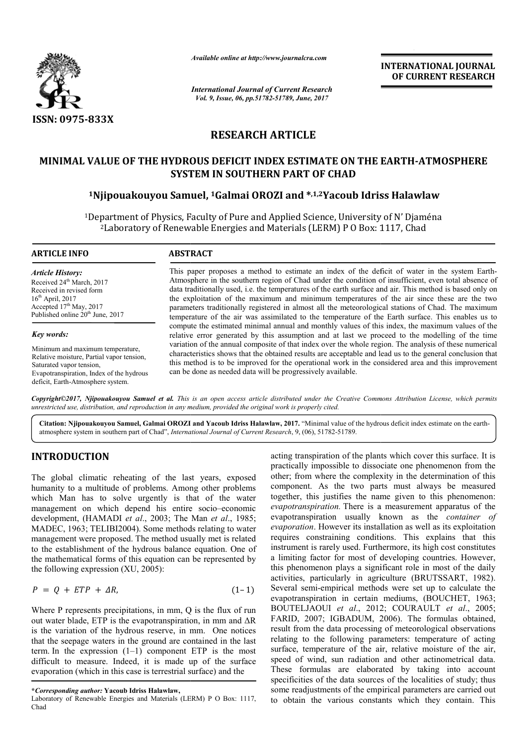# RESEARCH ARTICLE

## MINIMAL VALUE OF THE HYDROUS DEFICIT INDEX ESTIMATE ON THE EARTH-ATMOSPHERE SYSTEM IN SOUTHERN PART OF CHAD

**[1]Njipouakouyou Samuel, [1]Galmai OROZI and *,[1,2]Yacoub Idriss Halawlaw**

[1]Department of Physics, Faculty of Pure and Applied Science, University of N' Djaména
[2]Laboratory of Renewable Energies and Materials (LERM) P O Box: 1117, Chad

### ARTICLE INFO

*Article History:*
Received 24th March, 2017
Received in revised form 16th April, 2017
Accepted 17th May, 2017
Published online 20th June, 2017

*Key words:*
Minimum and maximum temperature, Relative moisture, Partial vapor tension, Saturated vapor tension, Evapotranspiration, Index of the hydrous deficit, Earth-Atmosphere system.

### ABSTRACT

This paper proposes a method to estimate an index of the deficit of water in the system Earth-Atmosphere in the southern region of Chad under the condition of insufficient, even total absence of data traditionally used, i.e. the temperatures of the earth surface and air. This method is based only on the exploitation of the maximum and minimum temperatures of the air since these are the two parameters traditionally registered in almost all the meteorological stations of Chad. The maximum temperature of the air was assimilated to the temperature of the Earth surface. This enables us to compute the estimated minimal annual and monthly values of this index, the maximum values of the relative error generated by this assumption and at last we proceed to the modelling of the time variation of the annual composite of that index over the whole region. The analysis of these numerical characteristics shows that the obtained results are acceptable and lead us to the general conclusion that this method is to be improved for the operational work in the considered area and this improvement can be done as needed data will be progressively available.

***Copyright©2017, Njipouakouyou Samuel et al.** This is an open access article distributed under the Creative Commons Attribution License, which permits unrestricted use, distribution, and reproduction in any medium, provided the original work is properly cited.*

**Citation: Njipouakouyou Samuel, Galmai OROZI and Yacoub Idriss Halawlaw, 2017.** "Minimal value of the hydrous deficit index estimate on the earth-atmosphere system in southern part of Chad", *International Journal of Current Research*, 9, (06), 51782-51789.

## INTRODUCTION

The global climatic reheating of the last years, exposed humanity to a multitude of problems. Among other problems which Man has to solve urgently is that of the water management on which depend his entire socio–economic development, (HAMADI *et al*., 2003; The Man *et al*., 1985; MADEC, 1963; TELIBI2004). Some methods relating to water management were proposed. The method usually met is related to the establishment of the hydrous balance equation. One of the mathematical forms of this equation can be represented by the following expression (XU, 2005):

$$P = Q + ETP + \Delta R, \qquad (1-1)$$

Where P represents precipitations, in mm, Q is the flux of run out water blade, ETP is the evapotranspiration, in mm and ΔR is the variation of the hydrous reserve, in mm. One notices that the seepage waters in the ground are contained in the last term. In the expression (1–1) component ETP is the most difficult to measure. Indeed, it is made up of the surface evaporation (which in this case is terrestrial surface) and the acting transpiration of the plants which cover this surface. It is practically impossible to dissociate one phenomenon from the other; from where the complexity in the determination of this component. As the two parts must always be measured together, this justifies the name given to this phenomenon: *evapotranspiration.* There is a measurement apparatus of the evapotranspiration usually known as the *container of evaporation*. However its installation as well as its exploitation requires constraining conditions. This explains that this instrument is rarely used. Furthermore, its high cost constitutes a limiting factor for most of developing countries. However, this phenomenon plays a significant role in most of the daily activities, particularly in agriculture (BRUTSSART, 1982). Several semi-empirical methods were set up to calculate the evapotranspiration in certain mediums, (BOUCHET, 1963; BOUTELJAOUI *et al*., 2012; COURAULT *et al*., 2005; FARID, 2007; IGBADUM, 2006). The formulas obtained, result from the data processing of meteorological observations relating to the following parameters: temperature of acting surface, temperature of the air, relative moisture of the air, speed of wind, sun radiation and other actinometrical data. These formulas are elaborated by taking into account specificities of the data sources of the localities of study; thus some readjustments of the empirical parameters are carried out to obtain the various constants which they contain. This

***Corresponding author:** **Yacoub Idriss Halawlaw,**
Laboratory of Renewable Energies and Materials (LERM) P O Box: 1117, Chad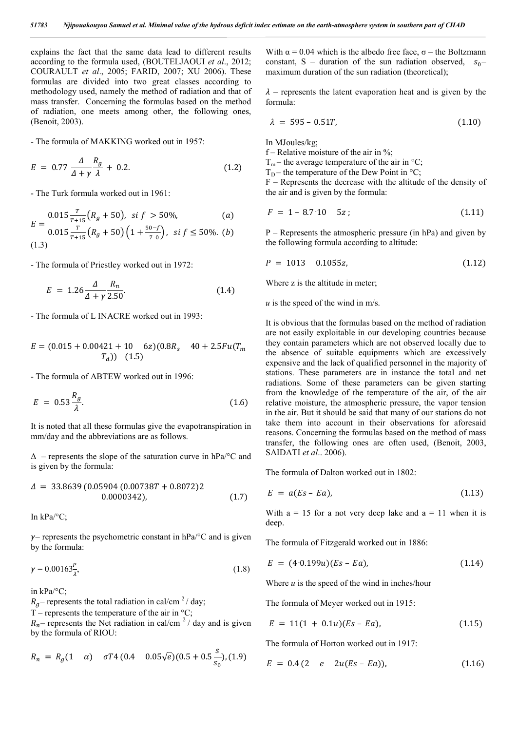explains the fact that the same data lead to different results according to the formula used, (BOUTELJAOUI *et al*., 2012; COURAULT *et al*., 2005; FARID, 2007; XU 2006). These formulas are divided into two great classes according to methodology used, namely the method of radiation and that of mass transfer. Concerning the formulas based on the method of radiation, one meets among other, the following ones, (Benoit, 2003).

- The formula of MAKKING worked out in 1957:

$$E = 0.77 \frac{\Delta}{\Delta + \gamma} \frac{R_g}{\lambda} + 0.2. \quad (1.2)$$

- The Turk formula worked out in 1961:

$$E = \begin{cases} 0.015 \frac{T}{T+15}\left(R_g + 50\right), \ si\ f > 50\%, & (a) \\ 0.015 \frac{T}{T+15}\left(R_g + 50\right)\left(1 + \frac{50-f}{7\ 0}\right), \ si\ f \leq 50\%. & (b) \end{cases}$$

(1.3)

- The formula of Priestley worked out in 1972:

$$E = 1.26 \frac{\Delta}{\Delta + \gamma} \frac{R_n}{2.50}. \quad (1.4)$$

- The formula of L INACRE worked out in 1993:

$$E = (0.015 + 0.00421 + 10 \quad 6z)(0.8R_s \quad 40 + 2.5Fu(T_m \quad T_d)) \quad (1.5)$$

- The formula of ABTEW worked out in 1996:

$$E = 0.53 \frac{R_g}{\lambda}. \quad (1.6)$$

It is noted that all these formulas give the evapotranspiration in mm/day and the abbreviations are as follows.

$\Delta$ – represents the slope of the saturation curve in hPa/°C and is given by the formula:

$$\Delta = 33.8639\,(0.05904\,(0.00738T + 0.8072)2 \quad 0.0000342), \quad (1.7)$$

In kPa/°C;

$\gamma$– represents the psychometric constant in hPa/°C and is given by the formula:

$$\gamma = 0.00163\frac{P}{\lambda}, \quad (1.8)$$

in kPa/°C;

$R_g$– represents the total radiation in cal/cm $^2$ / day;

T – represents the temperature of the air in °C;

$R_n$– represents the Net radiation in cal/cm $^2$ / day and is given by the formula of RIOU:

$$R_n = R_g(1 \quad \alpha) \quad \sigma T4\,(0.4 \quad 0.05\sqrt{e})(0.5 + 0.5\frac{S}{S_0}), (1.9)$$

With α = 0.04 which is the albedo free face, σ – the Boltzmann constant, S – duration of the sun radiation observed, $s_0$– maximum duration of the sun radiation (theoretical);

$\lambda$ – represents the latent evaporation heat and is given by the formula:

$$\lambda = 595 - 0.51T, \quad (1.10)$$

In MJoules/kg;

f – Relative moisture of the air in %;

$T_m$ – the average temperature of the air in °C;

$T_D$ – the temperature of the Dew Point in °C;

F – Represents the decrease with the altitude of the density of the air and is given by the formula:

$$F = 1 - 8.7 \cdot 10 \quad 5z\,; \quad (1.11)$$

P – Represents the atmospheric pressure (in hPa) and given by the following formula according to altitude:

$$P = 1013 \quad 0.1055z, \quad (1.12)$$

Where z is the altitude in meter;

*u* is the speed of the wind in m/s.

It is obvious that the formulas based on the method of radiation are not easily exploitable in our developing countries because they contain parameters which are not observed locally due to the absence of suitable equipments which are excessively expensive and the lack of qualified personnel in the majority of stations. These parameters are in instance the total and net radiations. Some of these parameters can be given starting from the knowledge of the temperature of the air, of the air relative moisture, the atmospheric pressure, the vapor tension in the air. But it should be said that many of our stations do not take them into account in their observations for aforesaid reasons. Concerning the formulas based on the method of mass transfer, the following ones are often used, (Benoit, 2003, SAIDATI *et al*.. 2006).

The formula of Dalton worked out in 1802:

$$E = a(Es - Ea), \quad (1.13)$$

With a = 15 for a not very deep lake and a = 11 when it is deep.

The formula of Fitzgerald worked out in 1886:

$$E = (4 \cdot 0.199u)(Es - Ea), \quad (1.14)$$

Where *u* is the speed of the wind in inches/hour

The formula of Meyer worked out in 1915:

$$E = 11(1 + 0.1u)(Es - Ea), \quad (1.15)$$

The formula of Horton worked out in 1917:

$$E = 0.4\,(2 \quad e \quad 2u(Es - Ea)), \quad (1.16)$$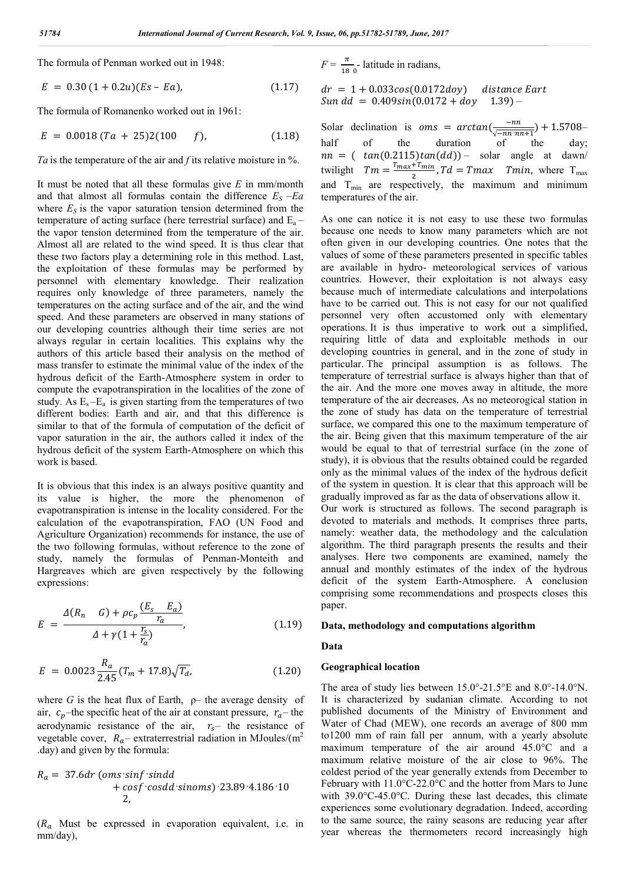The formula of Penman worked out in 1948:

$$E = 0.30\,(1 + 0.2u)(Es - Ea), \tag{1.17}$$

The formula of Romanenko worked out in 1961:

$$E = 0.0018\,(Ta + 25)2(100 \quad f), \tag{1.18}$$

$Ta$ is the temperature of the air and $f$ its relative moisture in %.

It must be noted that all these formulas give $E$ in mm/month and that almost all formulas contain the difference $E_S - Ea$ where $E_S$ is the vapor saturation tension determined from the temperature of acting surface (here terrestrial surface) and $E_a$ – the vapor tension determined from the temperature of the air. Almost all are related to the wind speed. It is thus clear that these two factors play a determining role in this method. Last, the exploitation of these formulas may be performed by personnel with elementary knowledge. Their realization requires only knowledge of three parameters, namely the temperatures on the acting surface and of the air, and the wind speed. And these parameters are observed in many stations of our developing countries although their time series are not always regular in certain localities. This explains why the authors of this article based their analysis on the method of mass transfer to estimate the minimal value of the index of the hydrous deficit of the Earth-Atmosphere system in order to compute the evapotranspiration in the localities of the zone of study. As $E_s - E_a$ is given starting from the temperatures of two different bodies: Earth and air, and that this difference is similar to that of the formula of computation of the deficit of vapor saturation in the air, the authors called it index of the hydrous deficit of the system Earth-Atmosphere on which this work is based.

It is obvious that this index is an always positive quantity and its value is higher, the more the phenomenon of evapotranspiration is intense in the locality considered. For the calculation of the evapotranspiration, FAO (UN Food and Agriculture Organization) recommends for instance, the use of the two following formulas, without reference to the zone of study, namely the formulas of Penman-Monteith and Hargreaves which are given respectively by the following expressions:

$$E = \frac{\Delta(R_n \quad G) + \rho c_p \dfrac{(E_s \quad E_a)}{r_a}}{\Delta + \gamma(1 + \frac{r_s}{r_a})}, \tag{1.19}$$

$$E = 0.0023\,\frac{R_a}{2.45}(T_m + 17.8)\sqrt{T_d}, \tag{1.20}$$

where $G$ is the heat flux of Earth, $\rho$– the average density of air, $c_p$–the specific heat of the air at constant pressure, $r_a$– the aerodynamic resistance of the air, $r_s$– the resistance of vegetable cover, $R_a$– extraterrestrial radiation in MJoules/(m$^2$ .day) and given by the formula:

$$R_a = 37.6dr\,(oms \cdot sinf \cdot sindd + cosf \cdot cosdd \cdot sinoms) \cdot 23.89 \cdot 4.186 \cdot 10 \quad 2,$$

($R_a$ Must be expressed in evaporation equivalent, i.e. in mm/day),

$F = \frac{\pi}{18\;0}$ - latitude in radians,

$dr = 1 + 0.033cos(0.0172doy)$ $\quad$ $distance\ Eart$
$Sun\ dd = 0.409sin(0.0172 + doy \quad 1.39)$ –

Solar declination is $oms = arctan(\frac{-nn}{\sqrt{-nn \cdot nn+1}}) + 1.5708$– half of the duration of the day; $nn = (\ tan(0.2115)tan(dd))$ – solar angle at dawn/ twilight $Tm = \frac{T_{max} + T_{min}}{2}$, $Td = Tmax \quad Tmin$, where $T_{max}$ and $T_{min}$ are respectively, the maximum and minimum temperatures of the air.

As one can notice it is not easy to use these two formulas because one needs to know many parameters which are not often given in our developing countries. One notes that the values of some of these parameters presented in specific tables are available in hydro- meteorological services of various countries. However, their exploitation is not always easy because much of intermediate calculations and interpolations have to be carried out. This is not easy for our not qualified personnel very often accustomed only with elementary operations. It is thus imperative to work out a simplified, requiring little of data and exploitable methods in our developing countries in general, and in the zone of study in particular. The principal assumption is as follows. The temperature of terrestrial surface is always higher than that of the air. And the more one moves away in altitude, the more temperature of the air decreases. As no meteoroogical station in the zone of study has data on the temperature of terrestrial surface, we compared this one to the maximum temperature of the air. Being given that this maximum temperature of the air would be equal to that of terrestrial surface (in the zone of study), it is obvious that the results obtained could be regarded only as the minimal values of the index of the hydrous deficit of the system in question. It is clear that this approach will be gradually improved as far as the data of observations allow it.
Our work is structured as follows. The second paragraph is devoted to materials and methods. It comprises three parts, namely: weather data, the methodology and the calculation algorithm. The third paragraph presents the results and their analyses. Here two components are examined, namely the annual and monthly estimates of the index of the hydrous deficit of the system Earth-Atmosphere. A conclusion comprising some recommendations and prospects closes this paper.

## Data, methodology and computations algorithm

### Data

### Geographical location

The area of study lies between 15.0°-21.5°E and 8.0°-14.0°N. It is characterized by sudanian climate. According to not published documents of the Ministry of Environment and Water of Chad (MEW), one records an average of 800 mm to1200 mm of rain fall per annum, with a yearly absolute maximum temperature of the air around 45.0°C and a maximum relative moisture of the air close to 96%. The coldest period of the year generally extends from December to February with 11.0°C-22.0°C and the hotter from Mars to June with 39.0°C-45.0°C. During these last decades, this climate experiences some evolutionary degradation. Indeed, according to the same source, the rainy seasons are reducing year after year whereas the thermometers record increasingly high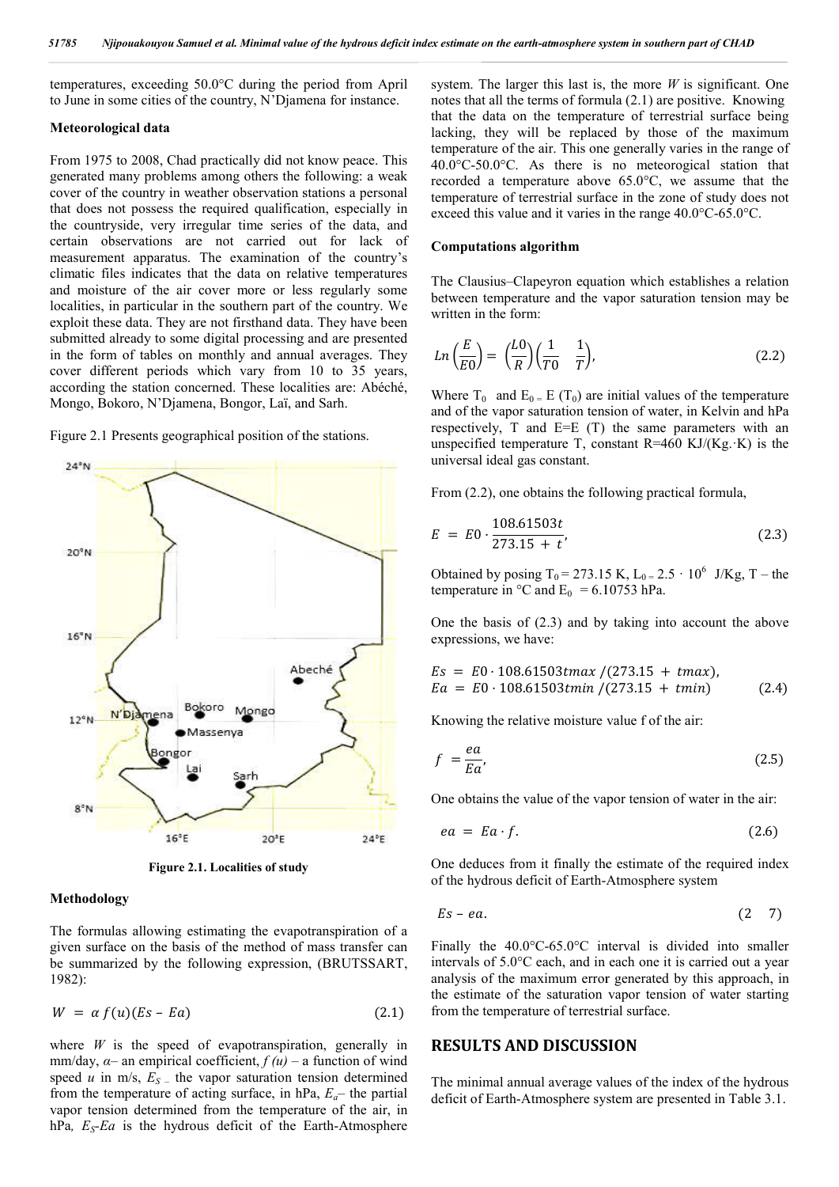temperatures, exceeding 50.0°C during the period from April to June in some cities of the country, N'Djamena for instance.

### Meteorological data

From 1975 to 2008, Chad practically did not know peace. This generated many problems among others the following: a weak cover of the country in weather observation stations a personal that does not possess the required qualification, especially in the countryside, very irregular time series of the data, and certain observations are not carried out for lack of measurement apparatus. The examination of the country's climatic files indicates that the data on relative temperatures and moisture of the air cover more or less regularly some localities, in particular in the southern part of the country. We exploit these data. They are not firsthand data. They have been submitted already to some digital processing and are presented in the form of tables on monthly and annual averages. They cover different periods which vary from 10 to 35 years, according the station concerned. These localities are: Abéché, Mongo, Bokoro, N'Djamena, Bongor, Laï, and Sarh.

Figure 2.1 Presents geographical position of the stations.

**Figure 2.1. Localities of study**

### Methodology

The formulas allowing estimating the evapotranspiration of a given surface on the basis of the method of mass transfer can be summarized by the following expression, (BRUTSSART, 1982):

$$W = \alpha f(u)(Es - Ea) \tag{2.1}$$

where $W$ is the speed of evapotranspiration, generally in mm/day, $\alpha$– an empirical coefficient, $f(u)$ – a function of wind speed $u$ in m/s, $E_S$ – the vapor saturation tension determined from the temperature of acting surface, in hPa, $E_a$– the partial vapor tension determined from the temperature of the air, in hPa, $E_S$-$Ea$ is the hydrous deficit of the Earth-Atmosphere system. The larger this last is, the more $W$ is significant. One notes that all the terms of formula (2.1) are positive. Knowing that the data on the temperature of terrestrial surface being lacking, they will be replaced by those of the maximum temperature of the air. This one generally varies in the range of 40.0°C-50.0°C. As there is no meteorological station that recorded a temperature above 65.0°C, we assume that the temperature of terrestrial surface in the zone of study does not exceed this value and it varies in the range 40.0°C-65.0°C.

### Computations algorithm

The Clausius–Clapeyron equation which establishes a relation between temperature and the vapor saturation tension may be written in the form:

$$Ln\left(\frac{E}{E0}\right) = \left(\frac{L0}{R}\right)\left(\frac{1}{T0} \quad \frac{1}{T}\right), \tag{2.2}$$

Where $T_0$ and $E_0 = E(T_0)$ are initial values of the temperature and of the vapor saturation tension of water, in Kelvin and hPa respectively, T and E=E (T) the same parameters with an unspecified temperature T, constant R=460 KJ/(Kg.·K) is the universal ideal gas constant.

From (2.2), one obtains the following practical formula,

$$E = E0 \cdot \frac{108.61503t}{273.15 + t}, \tag{2.3}$$

Obtained by posing $T_0$ = 273.15 K, $L_0$ = 2.5 · $10^6$ J/Kg, T – the temperature in °C and $E_0$ = 6.10753 hPa.

One the basis of (2.3) and by taking into account the above expressions, we have:

$$Es = E0 \cdot 108.61503tmax\,/(273.15 + tmax),$$
$$Ea = E0 \cdot 108.61503tmin\,/(273.15 + tmin) \tag{2.4}$$

Knowing the relative moisture value f of the air:

$$f = \frac{ea}{Ea}, \tag{2.5}$$

One obtains the value of the vapor tension of water in the air:

$$ea = Ea \cdot f. \tag{2.6}$$

One deduces from it finally the estimate of the required index of the hydrous deficit of Earth-Atmosphere system

$$Es - ea. \tag{2.7}$$

Finally the 40.0°C-65.0°C interval is divided into smaller intervals of 5.0°C each, and in each one it is carried out a year analysis of the maximum error generated by this approach, in the estimate of the saturation vapor tension of water starting from the temperature of terrestrial surface.

## RESULTS AND DISCUSSION

The minimal annual average values of the index of the hydrous deficit of Earth-Atmosphere system are presented in Table 3.1.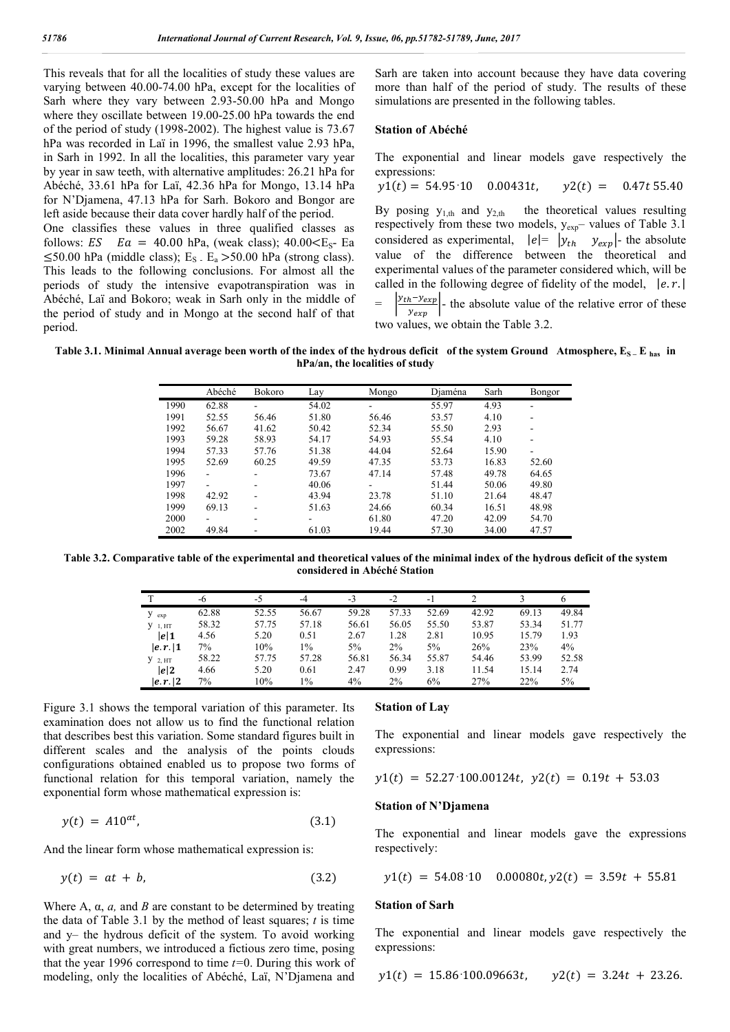This reveals that for all the localities of study these values are varying between 40.00-74.00 hPa, except for the localities of Sarh where they vary between 2.93-50.00 hPa and Mongo where they oscillate between 19.00-25.00 hPa towards the end of the period of study (1998-2002). The highest value is 73.67 hPa was recorded in Laï in 1996, the smallest value 2.93 hPa, in Sarh in 1992. In all the localities, this parameter vary year by year in saw teeth, with alternative amplitudes: 26.21 hPa for Abéché, 33.61 hPa for Laï, 42.36 hPa for Mongo, 13.14 hPa for N'Djamena, 47.13 hPa for Sarh. Bokoro and Bongor are left aside because their data cover hardly half of the period.

One classifies these values in three qualified classes as follows: $ES \quad Ea = 40.00$ hPa, (weak class); $40.00 < E_S$- Ea $\leq 50.00$ hPa (middle class); $E_S$ - $E_a > 50.00$ hPa (strong class). This leads to the following conclusions. For almost all the periods of study the intensive evapotranspiration was in Abéché, Laï and Bokoro; weak in Sarh only in the middle of the period of study and in Mongo at the second half of that period.

**Table 3.1. Minimal Annual average been worth of the index of the hydrous deficit of the system Ground Atmosphere, $E_S$ – $E_{has}$ in hPa/an, the localities of study**

| | Abéché | Bokoro | Lay | Mongo | Djaména | Sarh | Bongor |
|---|---|---|---|---|---|---|---|
| 1990 | 62.88 | - | 54.02 | - | 55.97 | 4.93 | - |
| 1991 | 52.55 | 56.46 | 51.80 | 56.46 | 53.57 | 4.10 | - |
| 1992 | 56.67 | 41.62 | 50.42 | 52.34 | 55.50 | 2.93 | - |
| 1993 | 59.28 | 58.93 | 54.17 | 54.93 | 55.54 | 4.10 | - |
| 1994 | 57.33 | 57.76 | 51.38 | 44.04 | 52.64 | 15.90 | - |
| 1995 | 52.69 | 60.25 | 49.59 | 47.35 | 53.73 | 16.83 | 52.60 |
| 1996 | - | - | 73.67 | 47.14 | 57.48 | 49.78 | 64.65 |
| 1997 | - | - | 40.06 | - | 51.44 | 50.06 | 49.80 |
| 1998 | 42.92 | - | 43.94 | 23.78 | 51.10 | 21.64 | 48.47 |
| 1999 | 69.13 | - | 51.63 | 24.66 | 60.34 | 16.51 | 48.98 |
| 2000 | - | - | - | 61.80 | 47.20 | 42.09 | 54.70 |
| 2002 | 49.84 | - | 61.03 | 19.44 | 57.30 | 34.00 | 47.57 |

Figure 3.1 shows the temporal variation of this parameter. Its examination does not allow us to find the functional relation that describes best this variation. Some standard figures built in different scales and the analysis of the points clouds configurations obtained enabled us to propose two forms of functional relation for this temporal variation, namely the exponential form whose mathematical expression is:

$$y(t) = A10^{\alpha t}, \tag{3.1}$$

And the linear form whose mathematical expression is:

$$y(t) = at + b, \tag{3.2}$$

Where A, α, *a,* and *B* are constant to be determined by treating the data of Table 3.1 by the method of least squares; *t* is time and y– the hydrous deficit of the system. To avoid working with great numbers, we introduced a fictious zero time, posing that the year 1996 correspond to time *t*=0. During this work of modeling, only the localities of Abéché, Laï, N'Djamena and Sarh are taken into account because they have data covering more than half of the period of study. The results of these simulations are presented in the following tables.

**Station of Abéché**

The exponential and linear models gave respectively the expressions:

$$y1(t) = 54.95 \cdot 10 \quad 0.00431t, \qquad y2(t) = \quad 0.47t\ 55.40$$

By posing $y_{1,th}$ and $y_{2,th}$ the theoretical values resulting respectively from these two models, $y_{exp}$– values of Table 3.1 considered as experimental, $|e| = |y_{th} \quad y_{exp}|$- the absolute value of the difference between the theoretical and experimental values of the parameter considered which, will be called in the following degree of fidelity of the model, $|e.r.| = \left|\frac{y_{th} - y_{exp}}{y_{exp}}\right|$- the absolute value of the relative error of these two values, we obtain the Table 3.2.

**Table 3.2. Comparative table of the experimental and theoretical values of the minimal index of the hydrous deficit of the system considered in Abéché Station**

| T | -6 | -5 | -4 | -3 | -2 | -1 | 2 | 3 | 6 |
|---|---|---|---|---|---|---|---|---|---|
| $y_{exp}$ | 62.88 | 52.55 | 56.67 | 59.28 | 57.33 | 52.69 | 42.92 | 69.13 | 49.84 |
| $y_{1,HT}$ | 58.32 | 57.75 | 57.18 | 56.61 | 56.05 | 55.50 | 53.87 | 53.34 | 51.77 |
| $\|e\|1$ | 4.56 | 5.20 | 0.51 | 2.67 | 1.28 | 2.81 | 10.95 | 15.79 | 1.93 |
| $\|e.r.\|1$ | 7% | 10% | 1% | 5% | 2% | 5% | 26% | 23% | 4% |
| $y_{2,HT}$ | 58.22 | 57.75 | 57.28 | 56.81 | 56.34 | 55.87 | 54.46 | 53.99 | 52.58 |
| $\|e\|2$ | 4.66 | 5.20 | 0.61 | 2.47 | 0.99 | 3.18 | 11.54 | 15.14 | 2.74 |
| $\|e.r.\|2$ | 7% | 10% | 1% | 4% | 2% | 6% | 27% | 22% | 5% |

**Station of Lay**

The exponential and linear models gave respectively the expressions:

$$y1(t) = 52.27 \cdot 100.00124t, \; y2(t) = 0.19t + 53.03$$

**Station of N'Djamena**

The exponential and linear models gave the expressions respectively:

$$y1(t) = 54.08 \cdot 10 \quad 0.00080t, y2(t) = 3.59t + 55.81$$

**Station of Sarh**

The exponential and linear models gave respectively the expressions:

$$y1(t) = 15.86 \cdot 100.09663t, \qquad y2(t) = 3.24t + 23.26.$$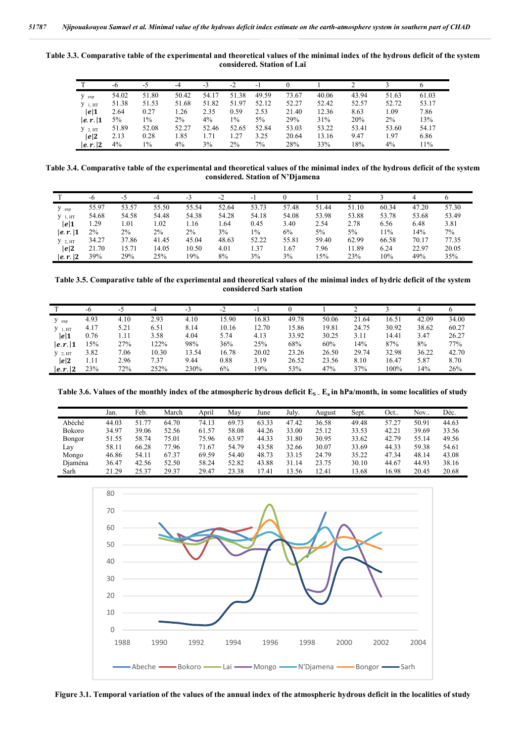**Table 3.3. Comparative table of the experimental and theoretical values of the minimal index of the hydrous deficit of the system considered. Station of Laï**

| T | -6 | -5 | -4 | -3 | -2 | -1 | 0 | 1 | 2 | 3 | 6 |
|---|---|---|---|---|---|---|---|---|---|---|---|
| $y_{exp}$ | 54.02 | 51.80 | 50.42 | 54.17 | 51.38 | 49.59 | 73.67 | 40.06 | 43.94 | 51.63 | 61.03 |
| $y_{1,HT}$ | 51.38 | 51.53 | 51.68 | 51.82 | 51.97 | 52.12 | 52.27 | 52.42 | 52.57 | 52.72 | 53.17 |
| $\|e\|1$ | 2.64 | 0.27 | 1.26 | 2.35 | 0.59 | 2.53 | 21.40 | 12.36 | 8.63 | 1.09 | 7.86 |
| $\|e.r.\|1$ | 5% | 1% | 2% | 4% | 1% | 5% | 29% | 31% | 20% | 2% | 13% |
| $y_{2,HT}$ | 51.89 | 52.08 | 52.27 | 52.46 | 52.65 | 52.84 | 53.03 | 53.22 | 53.41 | 53.60 | 54.17 |
| $\|e\|2$ | 2.13 | 0.28 | 1.85 | 1.71 | 1.27 | 3.25 | 20.64 | 13.16 | 9.47 | 1.97 | 6.86 |
| $\|e.r.\|2$ | 4% | 1% | 4% | 3% | 2% | 7% | 28% | 33% | 18% | 4% | 11% |

**Table 3.4. Comparative table of the experimental and theoretical values of the minimal index of the hydrous deficit of the system considered. Station of N'Djamena**

| T | -6 | -5 | -4 | -3 | -2 | -1 | 0 | 1 | 2 | 3 | 4 | 6 |
|---|---|---|---|---|---|---|---|---|---|---|---|---|
| $y_{exp}$ | 55.97 | 53.57 | 55.50 | 55.54 | 52.64 | 53.73 | 57.48 | 51.44 | 51.10 | 60.34 | 47.20 | 57.30 |
| $y_{1,HT}$ | 54.68 | 54.58 | 54.48 | 54.38 | 54.28 | 54.18 | 54.08 | 53.98 | 53.88 | 53.78 | 53.68 | 53.49 |
| $\|e\|1$ | 1.29 | 1.01 | 1.02 | 1.16 | 1.64 | 0.45 | 3.40 | 2.54 | 2.78 | 6.56 | 6.48 | 3.81 |
| $\|e.r.\|1$ | 2% | 2% | 2% | 2% | 3% | 1% | 6% | 5% | 5% | 11% | 14% | 7% |
| $y_{2,HT}$ | 34.27 | 37.86 | 41.45 | 45.04 | 48.63 | 52.22 | 55.81 | 59.40 | 62.99 | 66.58 | 70.17 | 77.35 |
| $\|e\|2$ | 21.70 | 15.71 | 14.05 | 10.50 | 4.01 | 1.37 | 1.67 | 7.96 | 11.89 | 6.24 | 22.97 | 20.05 |
| $\|e.r.\|2$ | 39% | 29% | 25% | 19% | 8% | 3% | 3% | 15% | 23% | 10% | 49% | 35% |

**Table 3.5. Comparative table of the experimental and theoretical values of the minimal index of hydric deficit of the system considered Sarh station**

| T | -6 | -5 | -4 | -3 | -2 | -1 | 0 | 1 | 2 | 3 | 4 | 6 |
|---|---|---|---|---|---|---|---|---|---|---|---|---|
| $y_{exp}$ | 4.93 | 4.10 | 2.93 | 4.10 | 15.90 | 16.83 | 49.78 | 50.06 | 21.64 | 16.51 | 42.09 | 34.00 |
| $y_{1,HT}$ | 4.17 | 5.21 | 6.51 | 8.14 | 10.16 | 12.70 | 15.86 | 19.81 | 24.75 | 30.92 | 38.62 | 60.27 |
| $\|e\|1$ | 0.76 | 1.11 | 3.58 | 4.04 | 5.74 | 4.13 | 33.92 | 30.25 | 3.11 | 14.41 | 3.47 | 26.27 |
| $\|e.r.\|1$ | 15% | 27% | 122% | 98% | 36% | 25% | 68% | 60% | 14% | 87% | 8% | 77% |
| $y_{2,HT}$ | 3.82 | 7.06 | 10.30 | 13.54 | 16.78 | 20.02 | 23.26 | 26.50 | 29.74 | 32.98 | 36.22 | 42.70 |
| $\|e\|2$ | 1.11 | 2.96 | 7.37 | 9.44 | 0.88 | 3.19 | 26.52 | 23.56 | 8.10 | 16.47 | 5.87 | 8.70 |
| $\|e.r.\|2$ | 23% | 72% | 252% | 230% | 6% | 19% | 53% | 47% | 37% | 100% | 14% | 26% |

**Table 3.6. Values of the monthly index of the atmospheric hydrous deficit $E_S - E_a$ in hPa/month, in some localities of study**

| | Jan. | Feb. | March | April | May | June | July. | August | Sept. | Oct.. | Nov.. | Déc. |
|---|---|---|---|---|---|---|---|---|---|---|---|---|
| Abéché | 44.03 | 51.77 | 64.70 | 74.13 | 69.73 | 63.33 | 47.42 | 36.58 | 49.48 | 57.27 | 50.91 | 44.63 |
| Bokoro | 34.97 | 39.06 | 52.56 | 61.57 | 58.08 | 44.26 | 33.00 | 25.12 | 33.53 | 42.21 | 39.69 | 33.56 |
| Bongor | 51.55 | 58.74 | 75.01 | 75.96 | 63.97 | 44.33 | 31.80 | 30.95 | 33.62 | 42.79 | 55.14 | 49.56 |
| Lay | 58.11 | 66.28 | 77.96 | 71.67 | 54.79 | 43.58 | 32.66 | 30.07 | 33.69 | 44.33 | 59.38 | 54.61 |
| Mongo | 46.86 | 54.11 | 67.37 | 69.59 | 54.40 | 48.73 | 33.15 | 24.79 | 35.22 | 47.34 | 48.14 | 43.08 |
| Djaména | 36.47 | 42.56 | 52.50 | 58.24 | 52.82 | 43.88 | 31.14 | 23.75 | 30.10 | 44.67 | 44.93 | 38.16 |
| Sarh | 21.29 | 25.37 | 29.37 | 29.47 | 23.38 | 17.41 | 13.56 | 12.41 | 13.68 | 16.98 | 20.45 | 20.68 |

**Figure 3.1. Temporal variation of the values of the annual index of the atmospheric hydrous deficit in the localities of study**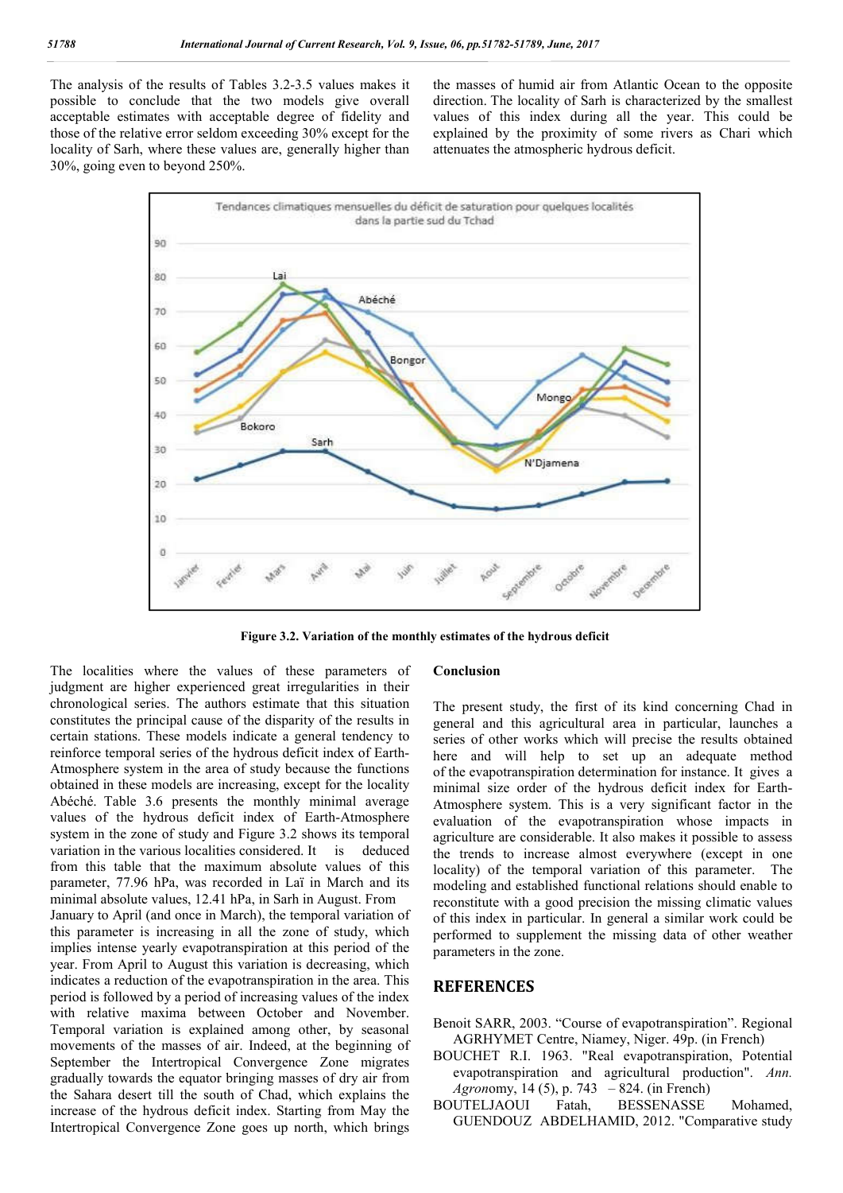The analysis of the results of Tables 3.2-3.5 values makes it possible to conclude that the two models give overall acceptable estimates with acceptable degree of fidelity and those of the relative error seldom exceeding 30% except for the locality of Sarh, where these values are, generally higher than 30%, going even to beyond 250%.

the masses of humid air from Atlantic Ocean to the opposite direction. The locality of Sarh is characterized by the smallest values of this index during all the year. This could be explained by the proximity of some rivers as Chari which attenuates the atmospheric hydrous deficit.

**Figure 3.2. Variation of the monthly estimates of the hydrous deficit**

The localities where the values of these parameters of judgment are higher experienced great irregularities in their chronological series. The authors estimate that this situation constitutes the principal cause of the disparity of the results in certain stations. These models indicate a general tendency to reinforce temporal series of the hydrous deficit index of Earth-Atmosphere system in the area of study because the functions obtained in these models are increasing, except for the locality Abéché. Table 3.6 presents the monthly minimal average values of the hydrous deficit index of Earth-Atmosphere system in the zone of study and Figure 3.2 shows its temporal variation in the various localities considered. It is deduced from this table that the maximum absolute values of this parameter, 77.96 hPa, was recorded in Laï in March and its minimal absolute values, 12.41 hPa, in Sarh in August. From January to April (and once in March), the temporal variation of this parameter is increasing in all the zone of study, which implies intense yearly evapotranspiration at this period of the year. From April to August this variation is decreasing, which indicates a reduction of the evapotranspiration in the area. This period is followed by a period of increasing values of the index with relative maxima between October and November. Temporal variation is explained among other, by seasonal movements of the masses of air. Indeed, at the beginning of September the Intertropical Convergence Zone migrates gradually towards the equator bringing masses of dry air from the Sahara desert till the south of Chad, which explains the increase of the hydrous deficit index. Starting from May the Intertropical Convergence Zone goes up north, which brings

## Conclusion

The present study, the first of its kind concerning Chad in general and this agricultural area in particular, launches a series of other works which will precise the results obtained here and will help to set up an adequate method of the evapotranspiration determination for instance. It gives a minimal size order of the hydrous deficit index for Earth-Atmosphere system. This is a very significant factor in the evaluation of the evapotranspiration whose impacts in agriculture are considerable. It also makes it possible to assess the trends to increase almost everywhere (except in one locality) of the temporal variation of this parameter. The modeling and established functional relations should enable to reconstitute with a good precision the missing climatic values of this index in particular. In general a similar work could be performed to supplement the missing data of other weather parameters in the zone.

## REFERENCES

Benoit SARR, 2003. "Course of evapotranspiration". Regional AGRHYMET Centre, Niamey, Niger. 49p. (in French)

BOUCHET R.I. 1963. "Real evapotranspiration, Potential evapotranspiration and agricultural production". *Ann. Agron*omy, 14 (5), p. 743 – 824. (in French)

BOUTELJAOUI Fatah, BESSENASSE Mohamed, GUENDOUZ ABDELHAMID, 2012. "Comparative study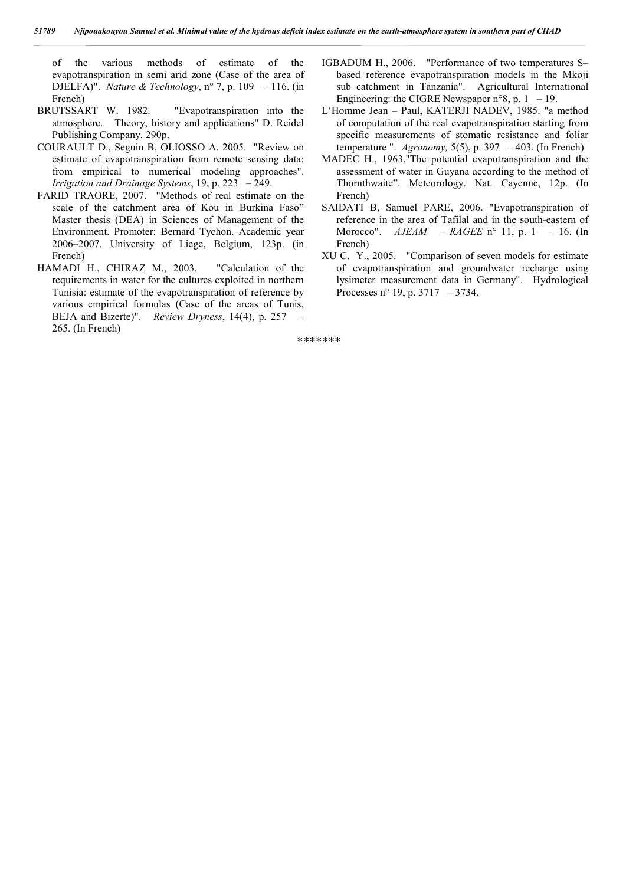of the various methods of estimate of the evapotranspiration in semi arid zone (Case of the area of DJELFA)". *Nature & Technology*, n° 7, p. 109 – 116. (in French)

BRUTSSART W. 1982. "Evapotranspiration into the atmosphere. Theory, history and applications" D. Reidel Publishing Company. 290p.

COURAULT D., Seguin B, OLIOSSO A. 2005. "Review on estimate of evapotranspiration from remote sensing data: from empirical to numerical modeling approaches". *Irrigation and Drainage Systems*, 19, p. 223 – 249.

FARID TRAORE, 2007. "Methods of real estimate on the scale of the catchment area of Kou in Burkina Faso" Master thesis (DEA) in Sciences of Management of the Environment. Promoter: Bernard Tychon. Academic year 2006–2007. University of Liege, Belgium, 123p. (in French)

HAMADI H., CHIRAZ M., 2003. "Calculation of the requirements in water for the cultures exploited in northern Tunisia: estimate of the evapotranspiration of reference by various empirical formulas (Case of the areas of Tunis, BEJA and Bizerte)". *Review Dryness*, 14(4), p. 257 – 265. (In French)

IGBADUM H., 2006. "Performance of two temperatures S–based reference evapotranspiration models in the Mkoji sub–catchment in Tanzania". Agricultural International Engineering: the CIGRE Newspaper n°8, p. 1 – 19.

L'Homme Jean – Paul, KATERJI NADEV, 1985. "a method of computation of the real evapotranspiration starting from specific measurements of stomatic resistance and foliar temperature ". *Agronomy,* 5(5), p. 397 – 403. (In French)

MADEC H., 1963."The potential evapotranspiration and the assessment of water in Guyana according to the method of Thornthwaite". Meteorology. Nat. Cayenne, 12p. (In French)

SAIDATI B, Samuel PARE, 2006. "Evapotranspiration of reference in the area of Tafilal and in the south-eastern of Morocco". *AJEAM – RAGEE* n° 11, p. 1 – 16. (In French)

XU C. Y., 2005. "Comparison of seven models for estimate of evapotranspiration and groundwater recharge using lysimeter measurement data in Germany". Hydrological Processes n° 19, p. 3717 – 3734.

\*\*\*\*\*\*\*